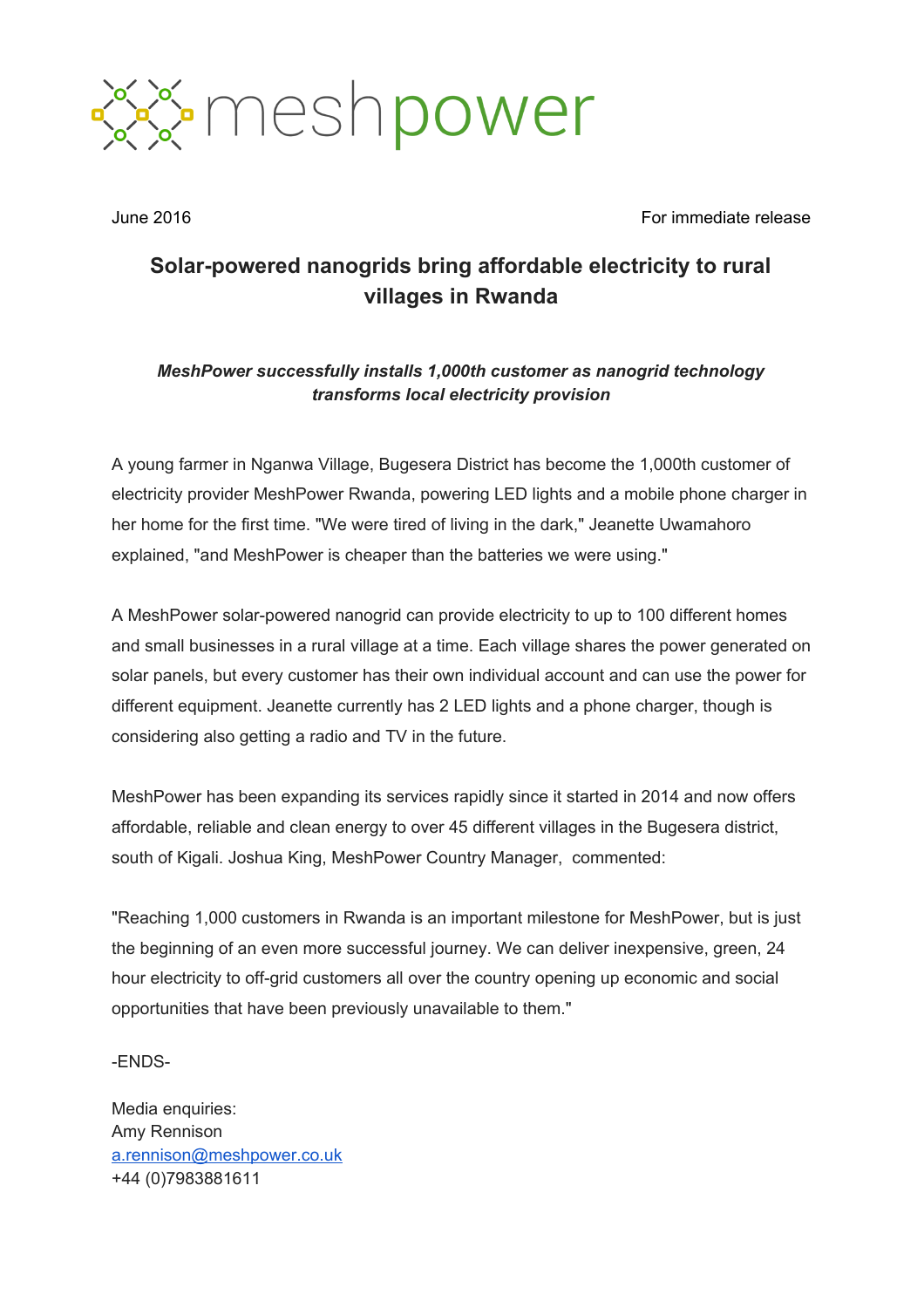meshpower

June 2016 For immediate release

# Solar-powered nanogrids bring affordable electricity to rural villages in Rwanda

***MeshPower successfully installs 1,000th customer as nanogrid technology transforms local electricity provision***

A young farmer in Nganwa Village, Bugesera District has become the 1,000th customer of electricity provider MeshPower Rwanda, powering LED lights and a mobile phone charger in her home for the first time. "We were tired of living in the dark," Jeanette Uwamahoro explained, "and MeshPower is cheaper than the batteries we were using."

A MeshPower solar-powered nanogrid can provide electricity to up to 100 different homes and small businesses in a rural village at a time. Each village shares the power generated on solar panels, but every customer has their own individual account and can use the power for different equipment. Jeanette currently has 2 LED lights and a phone charger, though is considering also getting a radio and TV in the future.

MeshPower has been expanding its services rapidly since it started in 2014 and now offers affordable, reliable and clean energy to over 45 different villages in the Bugesera district, south of Kigali. Joshua King, MeshPower Country Manager, commented:

"Reaching 1,000 customers in Rwanda is an important milestone for MeshPower, but is just the beginning of an even more successful journey. We can deliver inexpensive, green, 24 hour electricity to off-grid customers all over the country opening up economic and social opportunities that have been previously unavailable to them."

-ENDS-

Media enquiries:
Amy Rennison
a.rennison@meshpower.co.uk
+44 (0)7983881611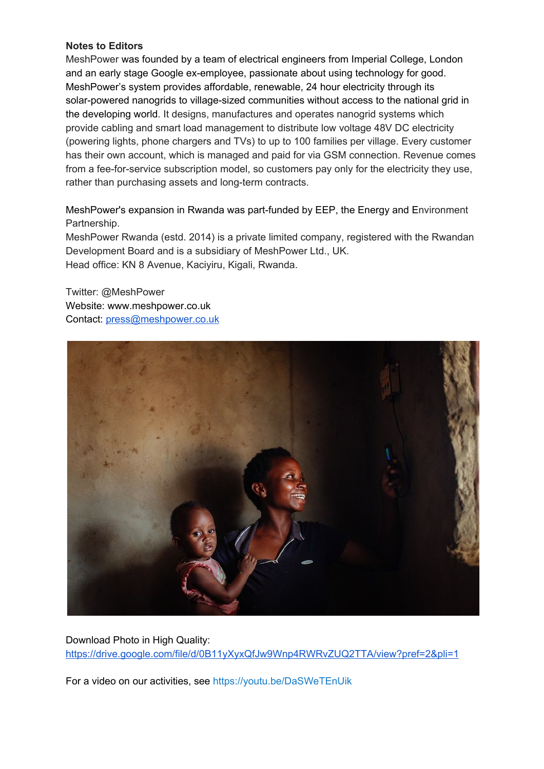**Notes to Editors**

MeshPower was founded by a team of electrical engineers from Imperial College, London and an early stage Google ex-employee, passionate about using technology for good. MeshPower's system provides affordable, renewable, 24 hour electricity through its solar-powered nanogrids to village-sized communities without access to the national grid in the developing world. It designs, manufactures and operates nanogrid systems which provide cabling and smart load management to distribute low voltage 48V DC electricity (powering lights, phone chargers and TVs) to up to 100 families per village. Every customer has their own account, which is managed and paid for via GSM connection. Revenue comes from a fee-for-service subscription model, so customers pay only for the electricity they use, rather than purchasing assets and long-term contracts.

MeshPower's expansion in Rwanda was part-funded by EEP, the Energy and Environment Partnership.

MeshPower Rwanda (estd. 2014) is a private limited company, registered with the Rwandan Development Board and is a subsidiary of MeshPower Ltd., UK.

Head office: KN 8 Avenue, Kaciyiru, Kigali, Rwanda.

Twitter: @MeshPower

Website: www.meshpower.co.uk

Contact: press@meshpower.co.uk

Download Photo in High Quality:

https://drive.google.com/file/d/0B11yXyxQfJw9Wnp4RWRvZUQ2TTA/view?pref=2&pli=1

For a video on our activities, see https://youtu.be/DaSWeTEnUik